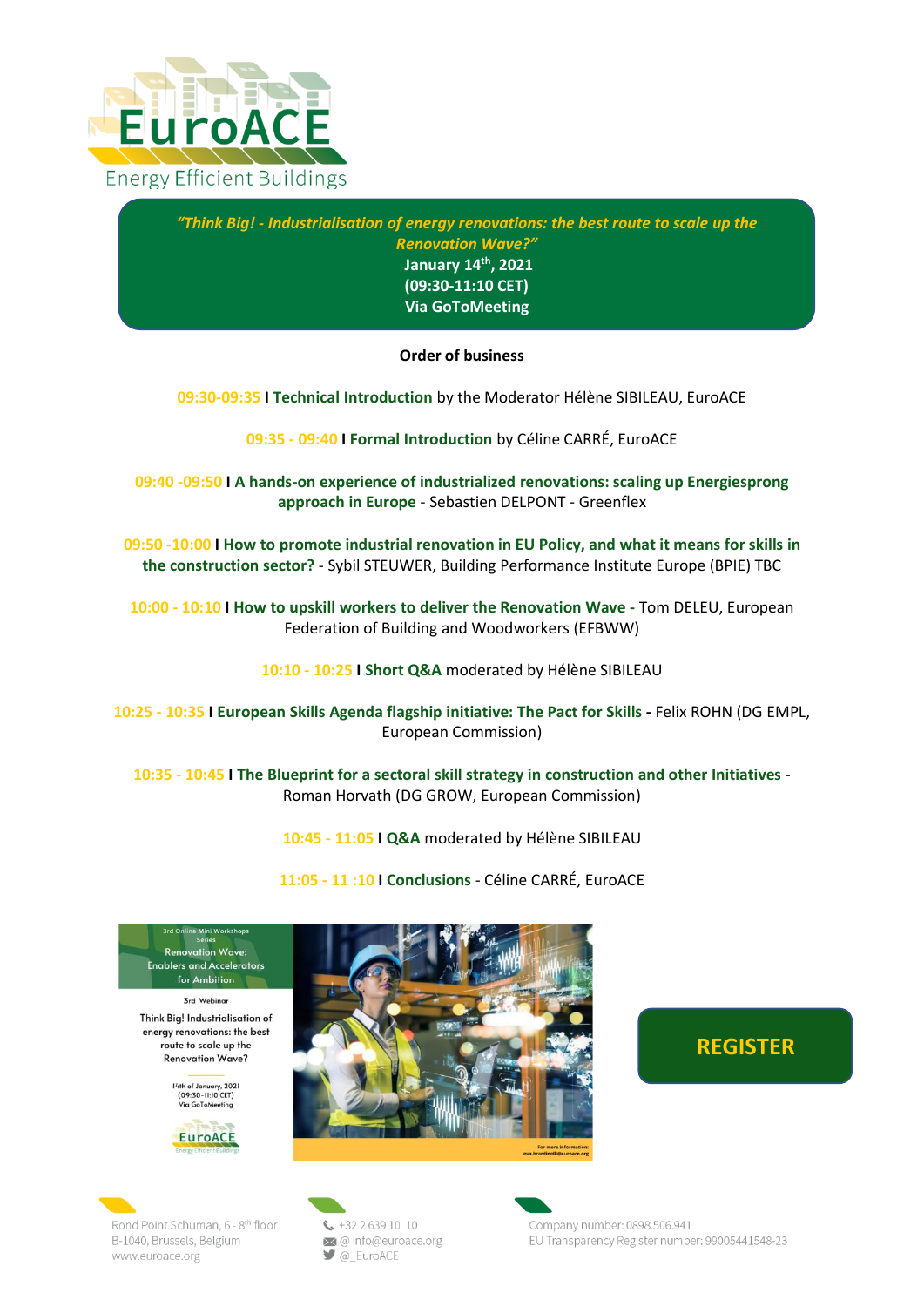EuroACE
Energy Efficient Buildings

***"Think Big! - Industrialisation of energy renovations: the best route to scale up the Renovation Wave?"***

**January 14th, 2021**
**(09:30-11:10 CET)**
**Via GoToMeeting**

**Order of business**

09:30-09:35 I **Technical Introduction** by the Moderator Hélène SIBILEAU, EuroACE

09:35 - 09:40 I **Formal Introduction** by Céline CARRÉ, EuroACE

09:40 -09:50 I **A hands-on experience of industrialized renovations: scaling up Energiesprong approach in Europe** - Sebastien DELPONT - Greenflex

09:50 -10:00 I **How to promote industrial renovation in EU Policy, and what it means for skills in the construction sector?** - Sybil STEUWER, Building Performance Institute Europe (BPIE) TBC

10:00 - 10:10 I **How to upskill workers to deliver the Renovation Wave** - Tom DELEU, European Federation of Building and Woodworkers (EFBWW)

10:10 - 10:25 I **Short Q&A** moderated by Hélène SIBILEAU

10:25 - 10:35 I **European Skills Agenda flagship initiative: The Pact for Skills** - Felix ROHN (DG EMPL, European Commission)

10:35 - 10:45 I **The Blueprint for a sectoral skill strategy in construction and other Initiatives** - Roman Horvath (DG GROW, European Commission)

10:45 - 11:05 I **Q&A** moderated by Hélène SIBILEAU

11:05 - 11 :10 I **Conclusions** - Céline CARRÉ, EuroACE

3rd Online Mini Workshops Series
Renovation Wave: Enablers and Accelerators for Ambition

3rd Webinar

Think Big! Industrialisation of energy renovations: the best route to scale up the Renovation Wave?

14th of January, 2021
(09:30-11:10 CET)
Via GoToMeeting

For more information: eva.brardinelli@euroace.org

**REGISTER**

Rond Point Schuman, 6 - 8th floor
B-1040, Brussels, Belgium
www.euroace.org

+32 2 639 10 10
@ info@euroace.org
@_EuroACE

Company number: 0898.506.941
EU Transparency Register number: 99005441548-23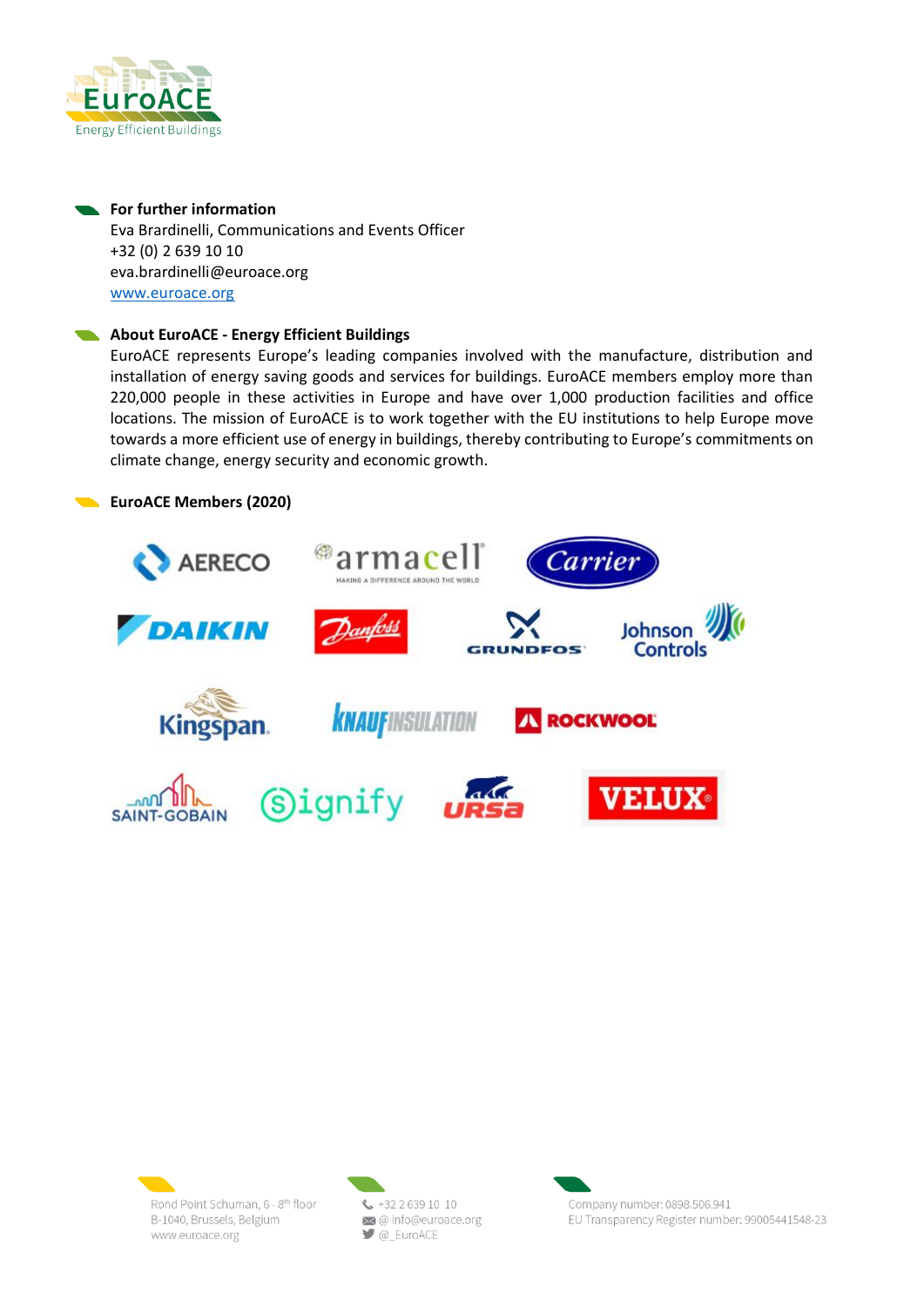**For further information**
Eva Brardinelli, Communications and Events Officer
+32 (0) 2 639 10 10
eva.brardinelli@euroace.org
www.euroace.org

**About EuroACE - Energy Efficient Buildings**
EuroACE represents Europe's leading companies involved with the manufacture, distribution and installation of energy saving goods and services for buildings. EuroACE members employ more than 220,000 people in Europe in these activities and have over 1,000 production facilities and office locations. The mission of EuroACE is to work together with the EU institutions to help Europe move towards a more efficient use of energy in buildings, thereby contributing to Europe's commitments on climate change, energy security and economic growth.

**EuroACE Members (2020)**

Rond Point Schuman, 6 - 8th floor
B-1040, Brussels, Belgium
www.euroace.org

+32 2 639 10 10
@ info@euroace.org
@_EuroACE

Company number: 0898.506.941
EU Transparency Register number: 99005441548-23